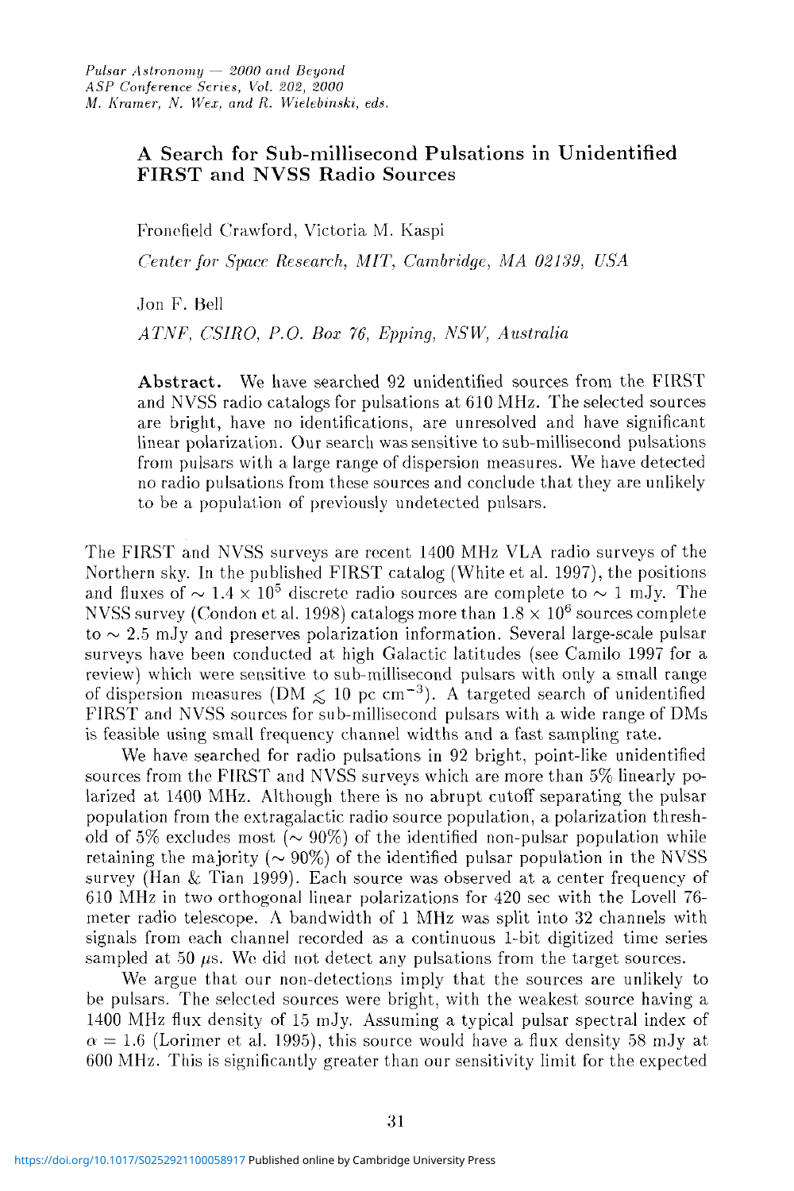# A Search for Sub-millisecond Pulsations in Unidentified FIRST and NVSS Radio Sources

Fronefield Crawford, Victoria M. Kaspi

*Center for Space Research, MIT, Cambridge, MA 02139, USA*

Jon F. Bell

*ATNF, CSIRO, P.O. Box 76, Epping, NSW, Australia*

**Abstract.** We have searched 92 unidentified sources from the FIRST and NVSS radio catalogs for pulsations at 610 MHz. The selected sources are bright, have no identifications, are unresolved and have significant linear polarization. Our search was sensitive to sub-millisecond pulsations from pulsars with a large range of dispersion measures. We have detected no radio pulsations from these sources and conclude that they are unlikely to be a population of previously undetected pulsars.

The FIRST and NVSS surveys are recent 1400 MHz VLA radio surveys of the Northern sky. In the published FIRST catalog (White et al. 1997), the positions and fluxes of $\sim 1.4 \times 10^5$ discrete radio sources are complete to $\sim 1$ mJy. The NVSS survey (Condon et al. 1998) catalogs more than $1.8 \times 10^6$ sources complete to $\sim 2.5$ mJy and preserves polarization information. Several large-scale pulsar surveys have been conducted at high Galactic latitudes (see Camilo 1997 for a review) which were sensitive to sub-millisecond pulsars with only a small range of dispersion measures (DM $\lesssim 10$ pc cm$^{-3}$). A targeted search of unidentified FIRST and NVSS sources for sub-millisecond pulsars with a wide range of DMs is feasible using small frequency channel widths and a fast sampling rate.

We have searched for radio pulsations in 92 bright, point-like unidentified sources from the FIRST and NVSS surveys which are more than 5% linearly polarized at 1400 MHz. Although there is no abrupt cutoff separating the pulsar population from the extragalactic radio source population, a polarization threshold of 5% excludes most ($\sim 90\%$) of the identified non-pulsar population while retaining the majority ($\sim 90\%$) of the identified pulsar population in the NVSS survey (Han & Tian 1999). Each source was observed at a center frequency of 610 MHz in two orthogonal linear polarizations for 420 sec with the Lovell 76-meter radio telescope. A bandwidth of 1 MHz was split into 32 channels with signals from each channel recorded as a continuous 1-bit digitized time series sampled at 50 $\mu$s. We did not detect any pulsations from the target sources.

We argue that our non-detections imply that the sources are unlikely to be pulsars. The selected sources were bright, with the weakest source having a 1400 MHz flux density of 15 mJy. Assuming a typical pulsar spectral index of $\alpha = 1.6$ (Lorimer et al. 1995), this source would have a flux density 58 mJy at 600 MHz. This is significantly greater than our sensitivity limit for the expected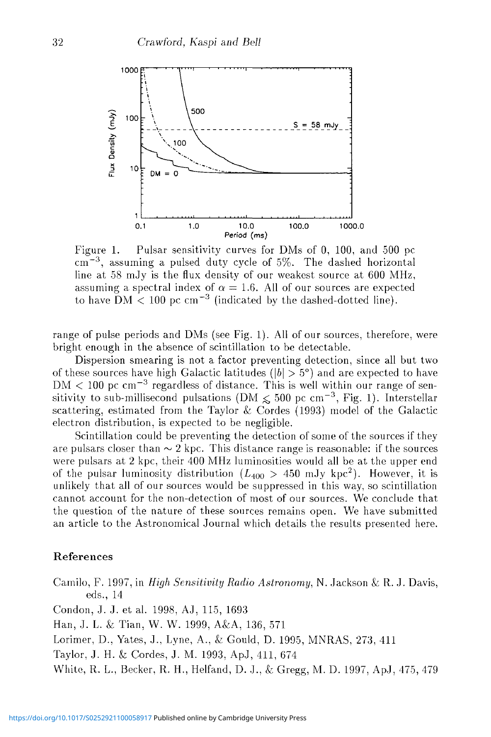1000
100
10
1
Flux Density (mJy)
0.1
1.0
10.0
100.0
1000.0
Period (ms)
500
S = 58 mJy
100
DM = 0

Figure 1. Pulsar sensitivity curves for DMs of 0, 100, and 500 pc cm$^{-3}$, assuming a pulsed duty cycle of 5%. The dashed horizontal line at 58 mJy is the flux density of our weakest source at 600 MHz, assuming a spectral index of $\alpha = 1.6$. All of our sources are expected to have DM $< 100$ pc cm$^{-3}$ (indicated by the dashed-dotted line).

range of pulse periods and DMs (see Fig. 1). All of our sources, therefore, were bright enough in the absence of scintillation to be detectable.

Dispersion smearing is not a factor preventing detection, since all but two of these sources have high Galactic latitudes ($|b| > 5°$) and are expected to have DM $< 100$ pc cm$^{-3}$ regardless of distance. This is well within our range of sensitivity to sub-millisecond pulsations (DM $\lesssim 500$ pc cm$^{-3}$, Fig. 1). Interstellar scattering, estimated from the Taylor & Cordes (1993) model of the Galactic electron distribution, is expected to be negligible.

Scintillation could be preventing the detection of some of the sources if they are pulsars closer than $\sim 2$ kpc. This distance range is reasonable: if the sources were pulsars at 2 kpc, their 400 MHz luminosities would all be at the upper end of the pulsar luminosity distribution ($L_{400} > 450$ mJy kpc$^2$). However, it is unlikely that all of our sources would be suppressed in this way, so scintillation cannot account for the non-detection of most of our sources. We conclude that the question of the nature of these sources remains open. We have submitted an article to the Astronomical Journal which details the results presented here.

## References

Camilo, F. 1997, in *High Sensitivity Radio Astronomy*, N. Jackson & R. J. Davis, eds., 14

Condon, J. J. et al. 1998, AJ, 115, 1693

Han, J. L. & Tian, W. W. 1999, A&A, 136, 571

Lorimer, D., Yates, J., Lyne, A., & Gould, D. 1995, MNRAS, 273, 411

Taylor, J. H. & Cordes, J. M. 1993, ApJ, 411, 674

White, R. L., Becker, R. H., Helfand, D. J., & Gregg, M. D. 1997, ApJ, 475, 479